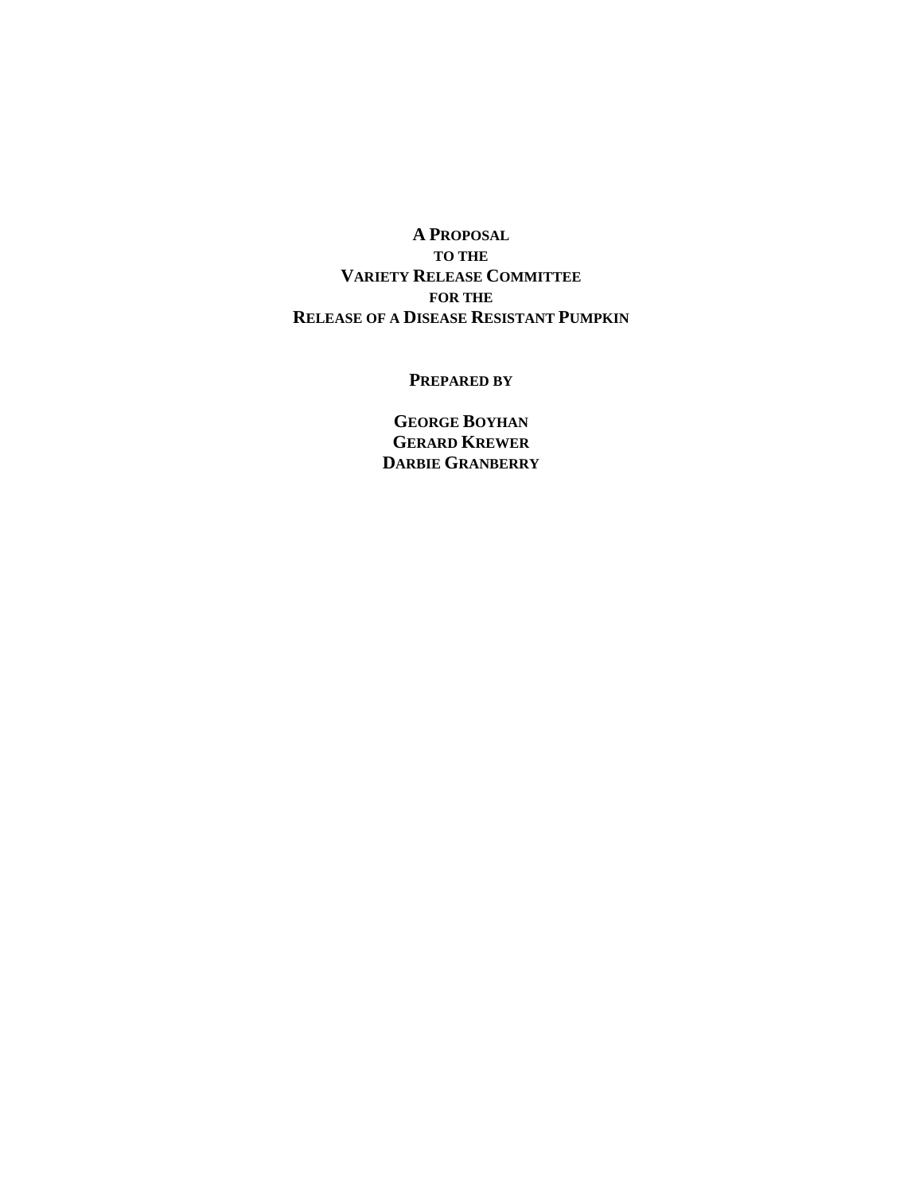# A Proposal to the Variety Release Committee for the Release of a Disease Resistant Pumpkin

**Prepared by**

**George Boyhan**
**Gerard Krewer**
**Darbie Granberry**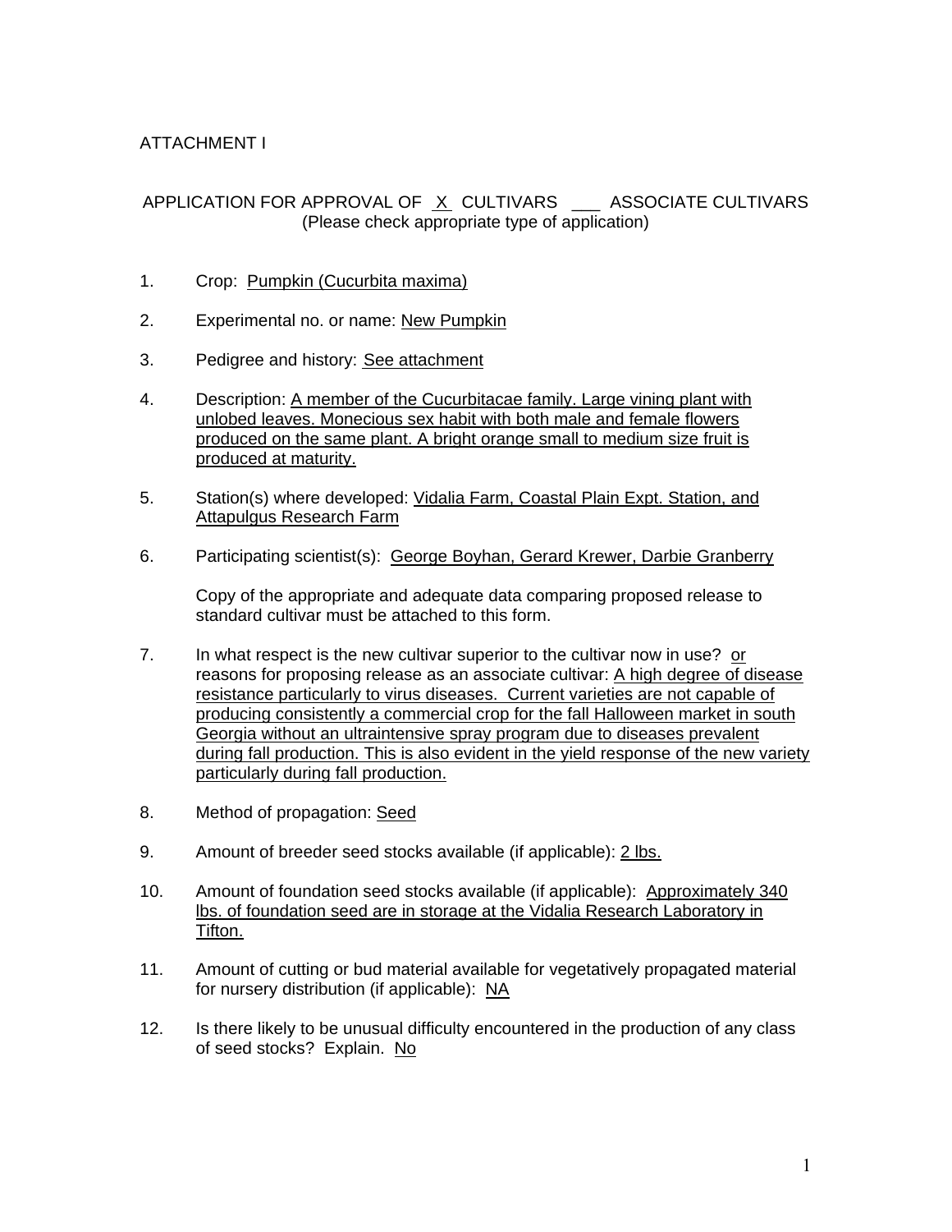ATTACHMENT I

APPLICATION FOR APPROVAL OF  X  CULTIVARS  ___  ASSOCIATE CULTIVARS
(Please check appropriate type of application)

1. Crop: Pumpkin (Cucurbita maxima)

2. Experimental no. or name: New Pumpkin

3. Pedigree and history: See attachment

4. Description: A member of the Cucurbitacae family. Large vining plant with unlobed leaves. Monecious sex habit with both male and female flowers produced on the same plant. A bright orange small to medium size fruit is produced at maturity.

5. Station(s) where developed: Vidalia Farm, Coastal Plain Expt. Station, and Attapulgus Research Farm

6. Participating scientist(s): George Boyhan, Gerard Krewer, Darbie Granberry

   Copy of the appropriate and adequate data comparing proposed release to standard cultivar must be attached to this form.

7. In what respect is the new cultivar superior to the cultivar now in use? or reasons for proposing release as an associate cultivar: A high degree of disease resistance particularly to virus diseases. Current varieties are not capable of producing consistently a commercial crop for the fall Halloween market in south Georgia without an ultraintensive spray program due to diseases prevalent during fall production. This is also evident in the yield response of the new variety particularly during fall production.

8. Method of propagation: Seed

9. Amount of breeder seed stocks available (if applicable): 2 lbs.

10. Amount of foundation seed stocks available (if applicable): Approximately 340 lbs. of foundation seed are in storage at the Vidalia Research Laboratory in Tifton.

11. Amount of cutting or bud material available for vegetatively propagated material for nursery distribution (if applicable): NA

12. Is there likely to be unusual difficulty encountered in the production of any class of seed stocks? Explain. No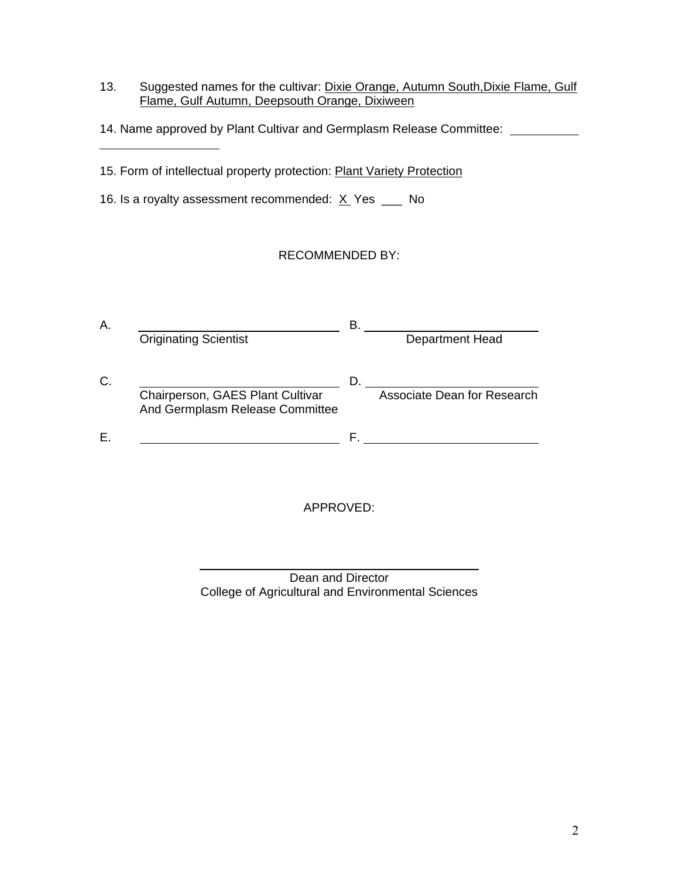13. Suggested names for the cultivar: Dixie Orange, Autumn South,Dixie Flame, Gulf Flame, Gulf Autumn, Deepsouth Orange, Dixiween

14. Name approved by Plant Cultivar and Germplasm Release Committee: ____________________________

15. Form of intellectual property protection: Plant Variety Protection

16. Is a royalty assessment recommended: X Yes ___ No

RECOMMENDED BY:

A. ______________________________
Originating Scientist

B. ______________________________
Department Head

C. ______________________________
Chairperson, GAES Plant Cultivar And Germplasm Release Committee

D. ______________________________
Associate Dean for Research

E. ______________________________

F. ______________________________

APPROVED:

______________________________
Dean and Director
College of Agricultural and Environmental Sciences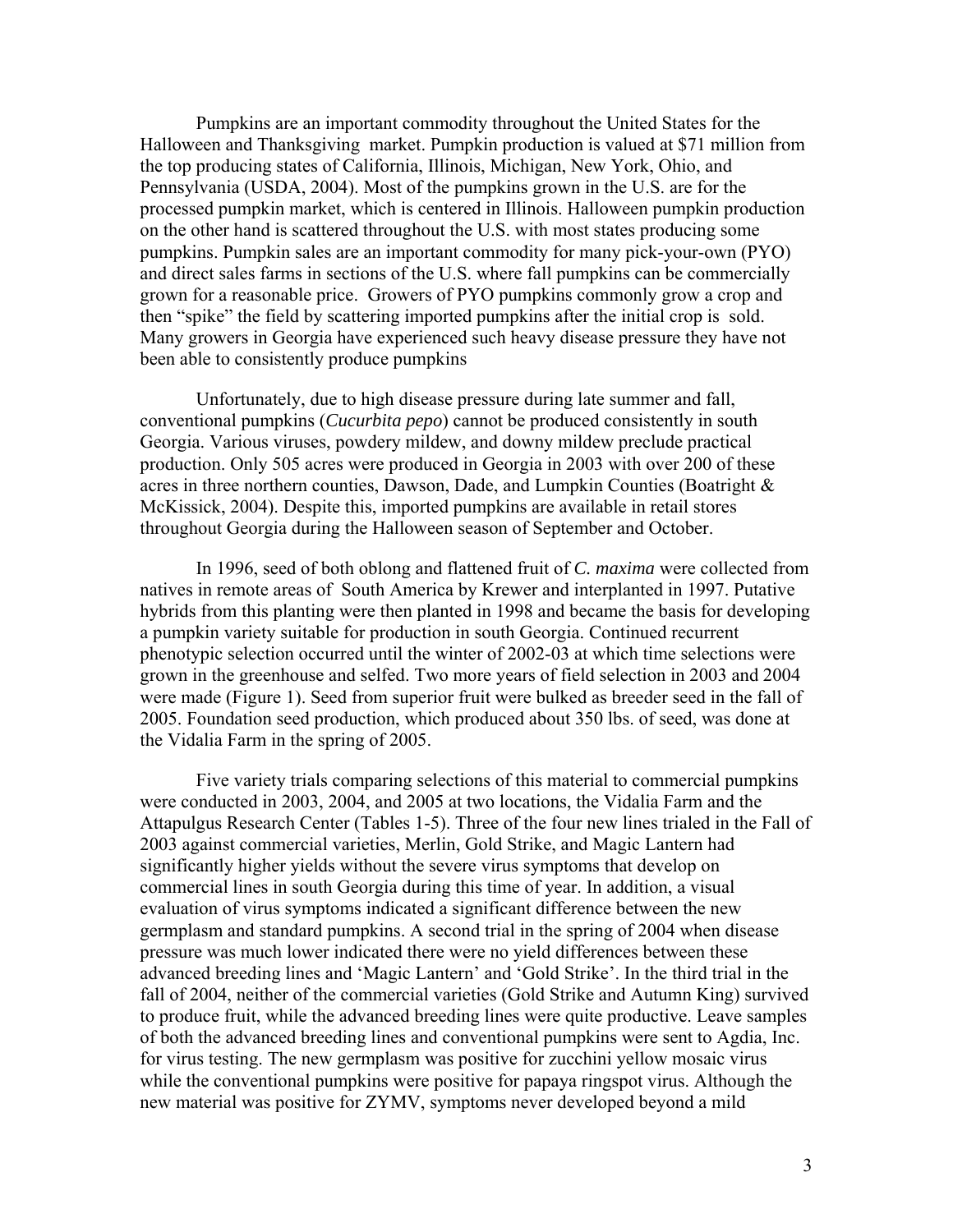Pumpkins are an important commodity throughout the United States for the Halloween and Thanksgiving market. Pumpkin production is valued at $71 million from the top producing states of California, Illinois, Michigan, New York, Ohio, and Pennsylvania (USDA, 2004). Most of the pumpkins grown in the U.S. are for the processed pumpkin market, which is centered in Illinois. Halloween pumpkin production on the other hand is scattered throughout the U.S. with most states producing some pumpkins. Pumpkin sales are an important commodity for many pick-your-own (PYO) and direct sales farms in sections of the U.S. where fall pumpkins can be commercially grown for a reasonable price. Growers of PYO pumpkins commonly grow a crop and then "spike" the field by scattering imported pumpkins after the initial crop is sold. Many growers in Georgia have experienced such heavy disease pressure they have not been able to consistently produce pumpkins

Unfortunately, due to high disease pressure during late summer and fall, conventional pumpkins (*Cucurbita pepo*) cannot be produced consistently in south Georgia. Various viruses, powdery mildew, and downy mildew preclude practical production. Only 505 acres were produced in Georgia in 2003 with over 200 of these acres in three northern counties, Dawson, Dade, and Lumpkin Counties (Boatright & McKissick, 2004). Despite this, imported pumpkins are available in retail stores throughout Georgia during the Halloween season of September and October.

In 1996, seed of both oblong and flattened fruit of *C. maxima* were collected from natives in remote areas of South America by Krewer and interplanted in 1997. Putative hybrids from this planting were then planted in 1998 and became the basis for developing a pumpkin variety suitable for production in south Georgia. Continued recurrent phenotypic selection occurred until the winter of 2002-03 at which time selections were grown in the greenhouse and selfed. Two more years of field selection in 2003 and 2004 were made (Figure 1). Seed from superior fruit were bulked as breeder seed in the fall of 2005. Foundation seed production, which produced about 350 lbs. of seed, was done at the Vidalia Farm in the spring of 2005.

Five variety trials comparing selections of this material to commercial pumpkins were conducted in 2003, 2004, and 2005 at two locations, the Vidalia Farm and the Attapulgus Research Center (Tables 1-5). Three of the four new lines trialed in the Fall of 2003 against commercial varieties, Merlin, Gold Strike, and Magic Lantern had significantly higher yields without the severe virus symptoms that develop on commercial lines in south Georgia during this time of year. In addition, a visual evaluation of virus symptoms indicated a significant difference between the new germplasm and standard pumpkins. A second trial in the spring of 2004 when disease pressure was much lower indicated there were no yield differences between these advanced breeding lines and 'Magic Lantern' and 'Gold Strike'. In the third trial in the fall of 2004, neither of the commercial varieties (Gold Strike and Autumn King) survived to produce fruit, while the advanced breeding lines were quite productive. Leave samples of both the advanced breeding lines and conventional pumpkins were sent to Agdia, Inc. for virus testing. The new germplasm was positive for zucchini yellow mosaic virus while the conventional pumpkins were positive for papaya ringspot virus. Although the new material was positive for ZYMV, symptoms never developed beyond a mild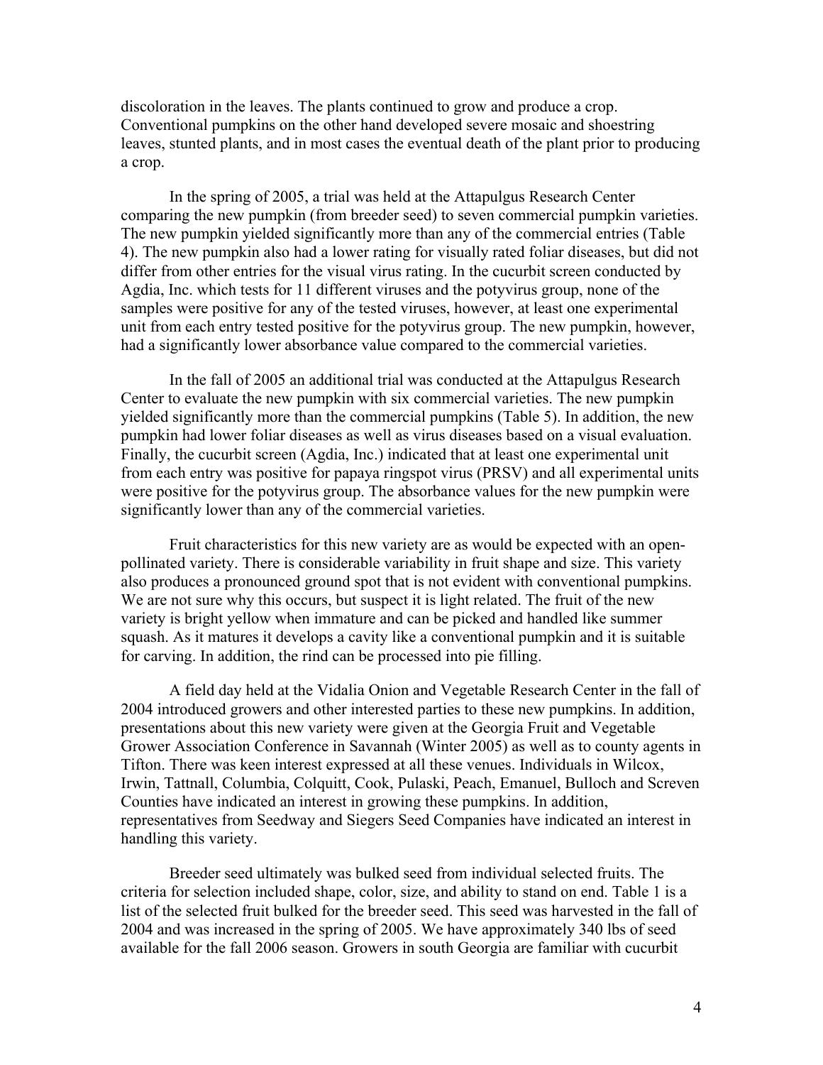discoloration in the leaves. The plants continued to grow and produce a crop. Conventional pumpkins on the other hand developed severe mosaic and shoestring leaves, stunted plants, and in most cases the eventual death of the plant prior to producing a crop.

In the spring of 2005, a trial was held at the Attapulgus Research Center comparing the new pumpkin (from breeder seed) to seven commercial pumpkin varieties. The new pumpkin yielded significantly more than any of the commercial entries (Table 4). The new pumpkin also had a lower rating for visually rated foliar diseases, but did not differ from other entries for the visual virus rating. In the cucurbit screen conducted by Agdia, Inc. which tests for 11 different viruses and the potyvirus group, none of the samples were positive for any of the tested viruses, however, at least one experimental unit from each entry tested positive for the potyvirus group. The new pumpkin, however, had a significantly lower absorbance value compared to the commercial varieties.

In the fall of 2005 an additional trial was conducted at the Attapulgus Research Center to evaluate the new pumpkin with six commercial varieties. The new pumpkin yielded significantly more than the commercial pumpkins (Table 5). In addition, the new pumpkin had lower foliar diseases as well as virus diseases based on a visual evaluation. Finally, the cucurbit screen (Agdia, Inc.) indicated that at least one experimental unit from each entry was positive for papaya ringspot virus (PRSV) and all experimental units were positive for the potyvirus group. The absorbance values for the new pumpkin were significantly lower than any of the commercial varieties.

Fruit characteristics for this new variety are as would be expected with an open-pollinated variety. There is considerable variability in fruit shape and size. This variety also produces a pronounced ground spot that is not evident with conventional pumpkins. We are not sure why this occurs, but suspect it is light related. The fruit of the new variety is bright yellow when immature and can be picked and handled like summer squash. As it matures it develops a cavity like a conventional pumpkin and it is suitable for carving. In addition, the rind can be processed into pie filling.

A field day held at the Vidalia Onion and Vegetable Research Center in the fall of 2004 introduced growers and other interested parties to these new pumpkins. In addition, presentations about this new variety were given at the Georgia Fruit and Vegetable Grower Association Conference in Savannah (Winter 2005) as well as to county agents in Tifton. There was keen interest expressed at all these venues. Individuals in Wilcox, Irwin, Tattnall, Columbia, Colquitt, Cook, Pulaski, Peach, Emanuel, Bulloch and Screven Counties have indicated an interest in growing these pumpkins. In addition, representatives from Seedway and Siegers Seed Companies have indicated an interest in handling this variety.

Breeder seed ultimately was bulked seed from individual selected fruits. The criteria for selection included shape, color, size, and ability to stand on end. Table 1 is a list of the selected fruit bulked for the breeder seed. This seed was harvested in the fall of 2004 and was increased in the spring of 2005. We have approximately 340 lbs of seed available for the fall 2006 season. Growers in south Georgia are familiar with cucurbit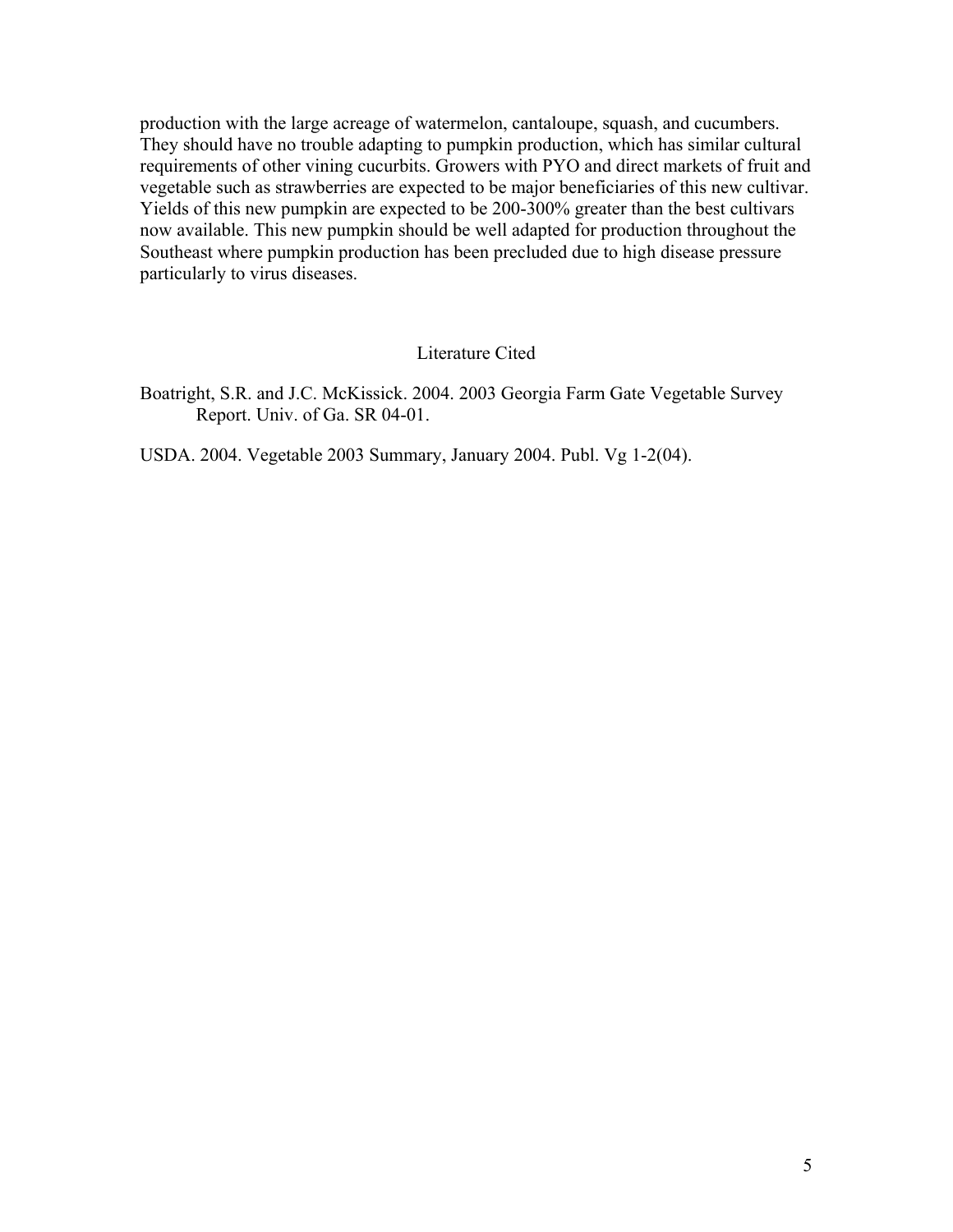production with the large acreage of watermelon, cantaloupe, squash, and cucumbers. They should have no trouble adapting to pumpkin production, which has similar cultural requirements of other vining cucurbits. Growers with PYO and direct markets of fruit and vegetable such as strawberries are expected to be major beneficiaries of this new cultivar. Yields of this new pumpkin are expected to be 200-300% greater than the best cultivars now available. This new pumpkin should be well adapted for production throughout the Southeast where pumpkin production has been precluded due to high disease pressure particularly to virus diseases.

## Literature Cited

Boatright, S.R. and J.C. McKissick. 2004. 2003 Georgia Farm Gate Vegetable Survey Report. Univ. of Ga. SR 04-01.

USDA. 2004. Vegetable 2003 Summary, January 2004. Publ. Vg 1-2(04).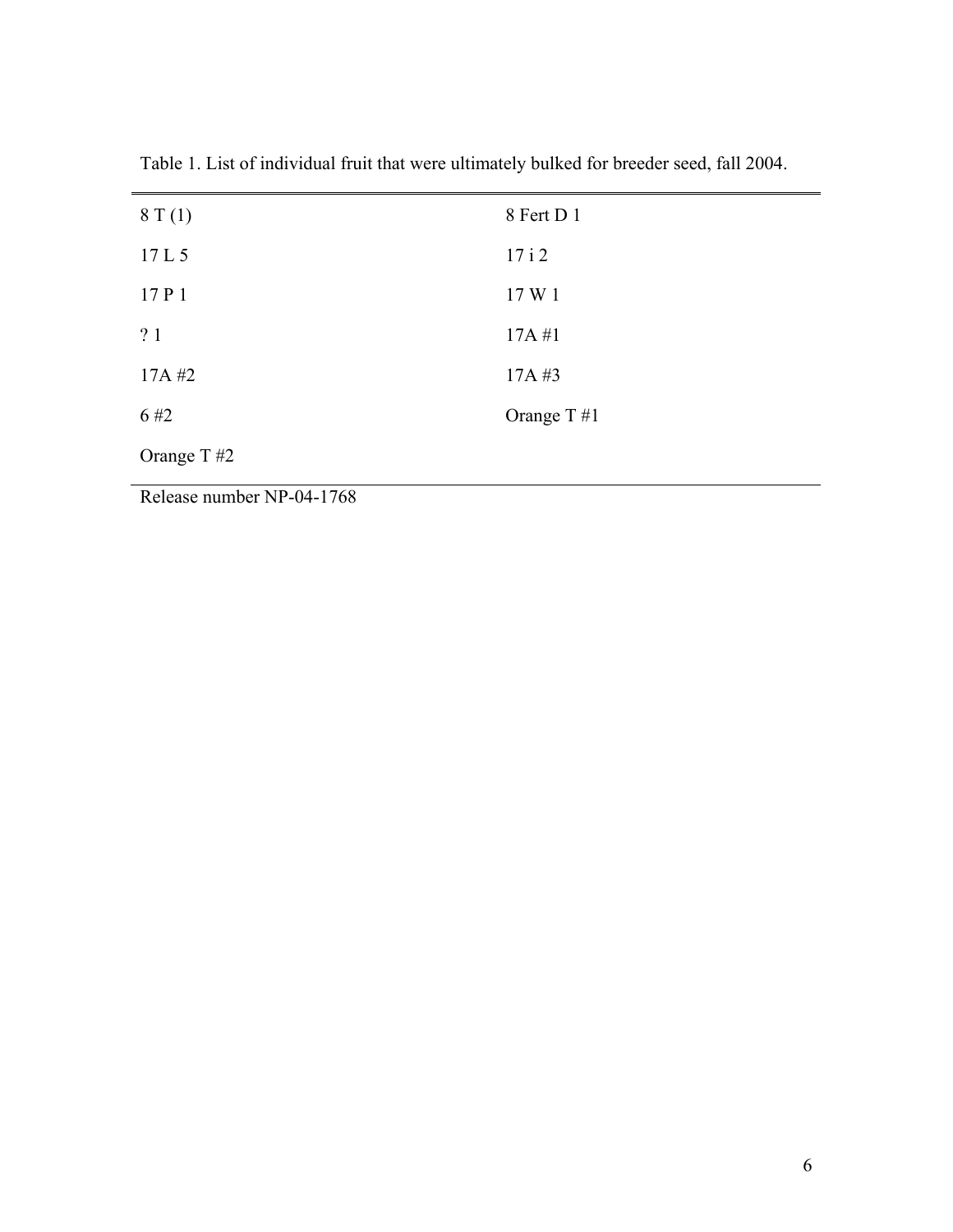Table 1. List of individual fruit that were ultimately bulked for breeder seed, fall 2004.

| | |
|---|---|
| 8 T (1) | 8 Fert D 1 |
| 17 L 5 | 17 i 2 |
| 17 P 1 | 17 W 1 |
| ? 1 | 17A #1 |
| 17A #2 | 17A #3 |
| 6 #2 | Orange T #1 |
| Orange T #2 | |

Release number NP-04-1768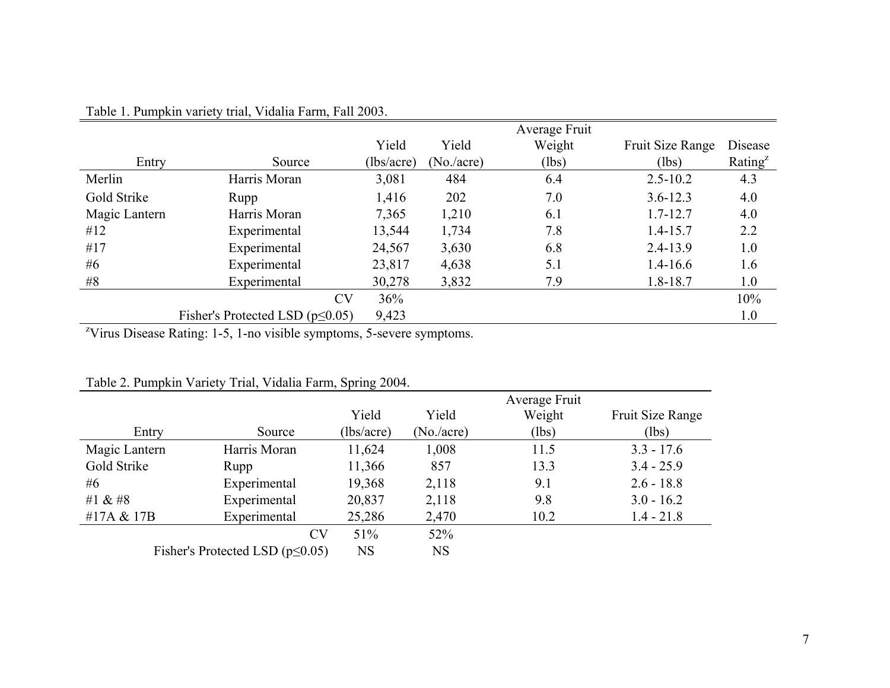Table 1. Pumpkin variety trial, Vidalia Farm, Fall 2003.

| Entry | Source | Yield (lbs/acre) | Yield (No./acre) | Average Fruit Weight (lbs) | Fruit Size Range (lbs) | Disease Rating[z] |
|---|---|---|---|---|---|---|
| Merlin | Harris Moran | 3,081 | 484 | 6.4 | 2.5-10.2 | 4.3 |
| Gold Strike | Rupp | 1,416 | 202 | 7.0 | 3.6-12.3 | 4.0 |
| Magic Lantern | Harris Moran | 7,365 | 1,210 | 6.1 | 1.7-12.7 | 4.0 |
| #12 | Experimental | 13,544 | 1,734 | 7.8 | 1.4-15.7 | 2.2 |
| #17 | Experimental | 24,567 | 3,630 | 6.8 | 2.4-13.9 | 1.0 |
| #6 | Experimental | 23,817 | 4,638 | 5.1 | 1.4-16.6 | 1.6 |
| #8 | Experimental | 30,278 | 3,832 | 7.9 | 1.8-18.7 | 1.0 |
| | CV | 36% | | | | 10% |
| | Fisher's Protected LSD ($p \leq 0.05$) | 9,423 | | | | 1.0 |

[z]Virus Disease Rating: 1-5, 1-no visible symptoms, 5-severe symptoms.

Table 2. Pumpkin Variety Trial, Vidalia Farm, Spring 2004.

| Entry | Source | Yield (lbs/acre) | Yield (No./acre) | Average Fruit Weight (lbs) | Fruit Size Range (lbs) |
|---|---|---|---|---|---|
| Magic Lantern | Harris Moran | 11,624 | 1,008 | 11.5 | 3.3 - 17.6 |
| Gold Strike | Rupp | 11,366 | 857 | 13.3 | 3.4 - 25.9 |
| #6 | Experimental | 19,368 | 2,118 | 9.1 | 2.6 - 18.8 |
| #1 & #8 | Experimental | 20,837 | 2,118 | 9.8 | 3.0 - 16.2 |
| #17A & 17B | Experimental | 25,286 | 2,470 | 10.2 | 1.4 - 21.8 |
| | CV | 51% | 52% | | |
| | Fisher's Protected LSD ($p \leq 0.05$) | NS | NS | | |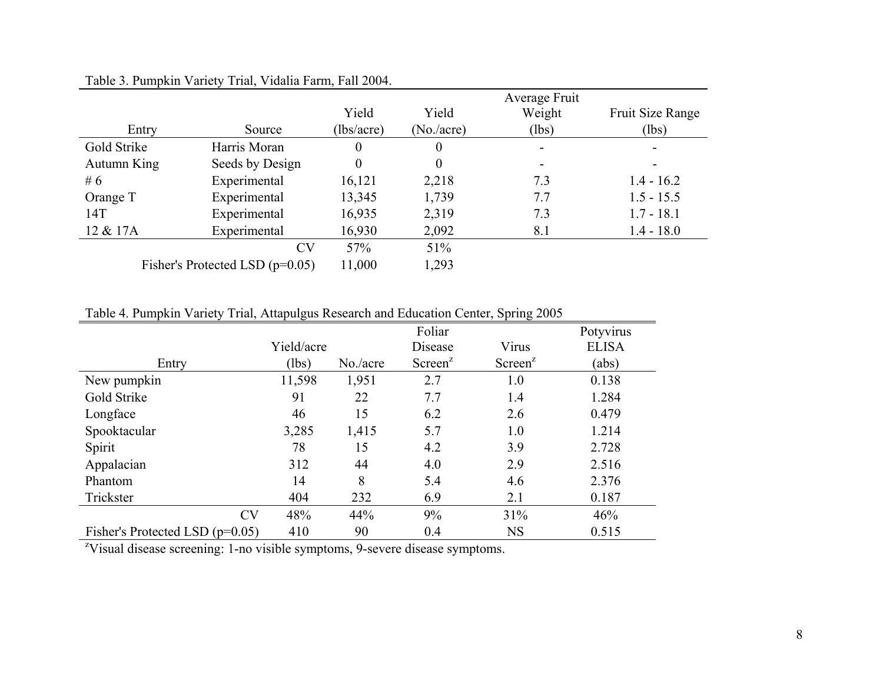Table 3. Pumpkin Variety Trial, Vidalia Farm, Fall 2004.

| Entry | Source | Yield (lbs/acre) | Yield (No./acre) | Average Fruit Weight (lbs) | Fruit Size Range (lbs) |
|---|---|---|---|---|---|
| Gold Strike | Harris Moran | 0 | 0 | - | - |
| Autumn King | Seeds by Design | 0 | 0 | - | - |
| # 6 | Experimental | 16,121 | 2,218 | 7.3 | 1.4 - 16.2 |
| Orange T | Experimental | 13,345 | 1,739 | 7.7 | 1.5 - 15.5 |
| 14T | Experimental | 16,935 | 2,319 | 7.3 | 1.7 - 18.1 |
| 12 & 17A | Experimental | 16,930 | 2,092 | 8.1 | 1.4 - 18.0 |
| | CV | 57% | 51% | | |
| | Fisher's Protected LSD (p=0.05) | 11,000 | 1,293 | | |

Table 4. Pumpkin Variety Trial, Attapulgus Research and Education Center, Spring 2005

| Entry | Yield/acre (lbs) | No./acre | Foliar Disease Screen[z] | Virus Screen[z] | Potyvirus ELISA (abs) |
|---|---|---|---|---|---|
| New pumpkin | 11,598 | 1,951 | 2.7 | 1.0 | 0.138 |
| Gold Strike | 91 | 22 | 7.7 | 1.4 | 1.284 |
| Longface | 46 | 15 | 6.2 | 2.6 | 0.479 |
| Spooktacular | 3,285 | 1,415 | 5.7 | 1.0 | 1.214 |
| Spirit | 78 | 15 | 4.2 | 3.9 | 2.728 |
| Appalacian | 312 | 44 | 4.0 | 2.9 | 2.516 |
| Phantom | 14 | 8 | 5.4 | 4.6 | 2.376 |
| Trickster | 404 | 232 | 6.9 | 2.1 | 0.187 |
| CV | 48% | 44% | 9% | 31% | 46% |
| Fisher's Protected LSD (p=0.05) | 410 | 90 | 0.4 | NS | 0.515 |

[z]Visual disease screening: 1-no visible symptoms, 9-severe disease symptoms.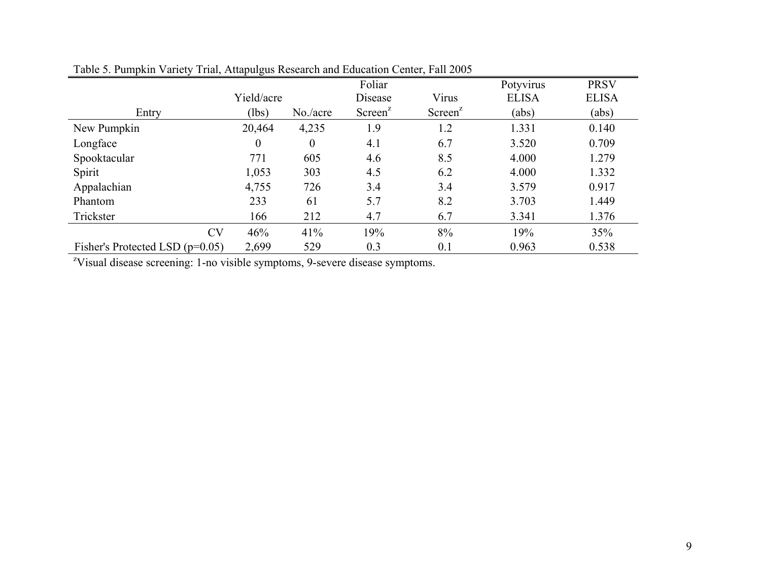Table 5. Pumpkin Variety Trial, Attapulgus Research and Education Center, Fall 2005

| Entry | Yield/acre (lbs) | No./acre | Foliar Disease Screen[z] | Virus Screen[z] | Potyvirus ELISA (abs) | PRSV ELISA (abs) |
|---|---|---|---|---|---|---|
| New Pumpkin | 20,464 | 4,235 | 1.9 | 1.2 | 1.331 | 0.140 |
| Longface | 0 | 0 | 4.1 | 6.7 | 3.520 | 0.709 |
| Spooktacular | 771 | 605 | 4.6 | 8.5 | 4.000 | 1.279 |
| Spirit | 1,053 | 303 | 4.5 | 6.2 | 4.000 | 1.332 |
| Appalachian | 4,755 | 726 | 3.4 | 3.4 | 3.579 | 0.917 |
| Phantom | 233 | 61 | 5.7 | 8.2 | 3.703 | 1.449 |
| Trickster | 166 | 212 | 4.7 | 6.7 | 3.341 | 1.376 |
| CV | 46% | 41% | 19% | 8% | 19% | 35% |
| Fisher's Protected LSD (p=0.05) | 2,699 | 529 | 0.3 | 0.1 | 0.963 | 0.538 |

[z]Visual disease screening: 1-no visible symptoms, 9-severe disease symptoms.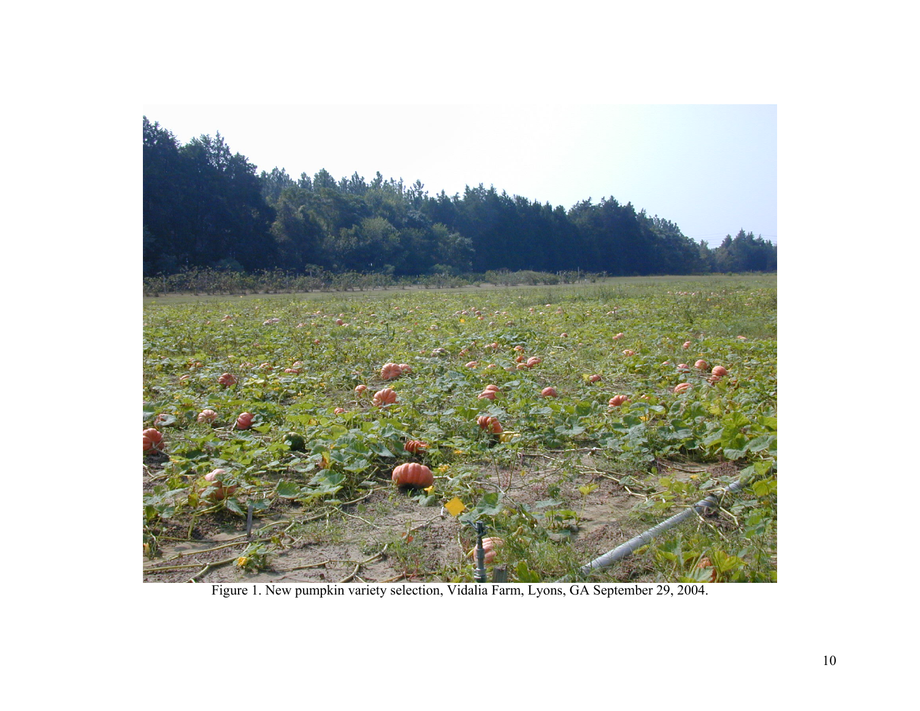Figure 1. New pumpkin variety selection, Vidalia Farm, Lyons, GA September 29, 2004.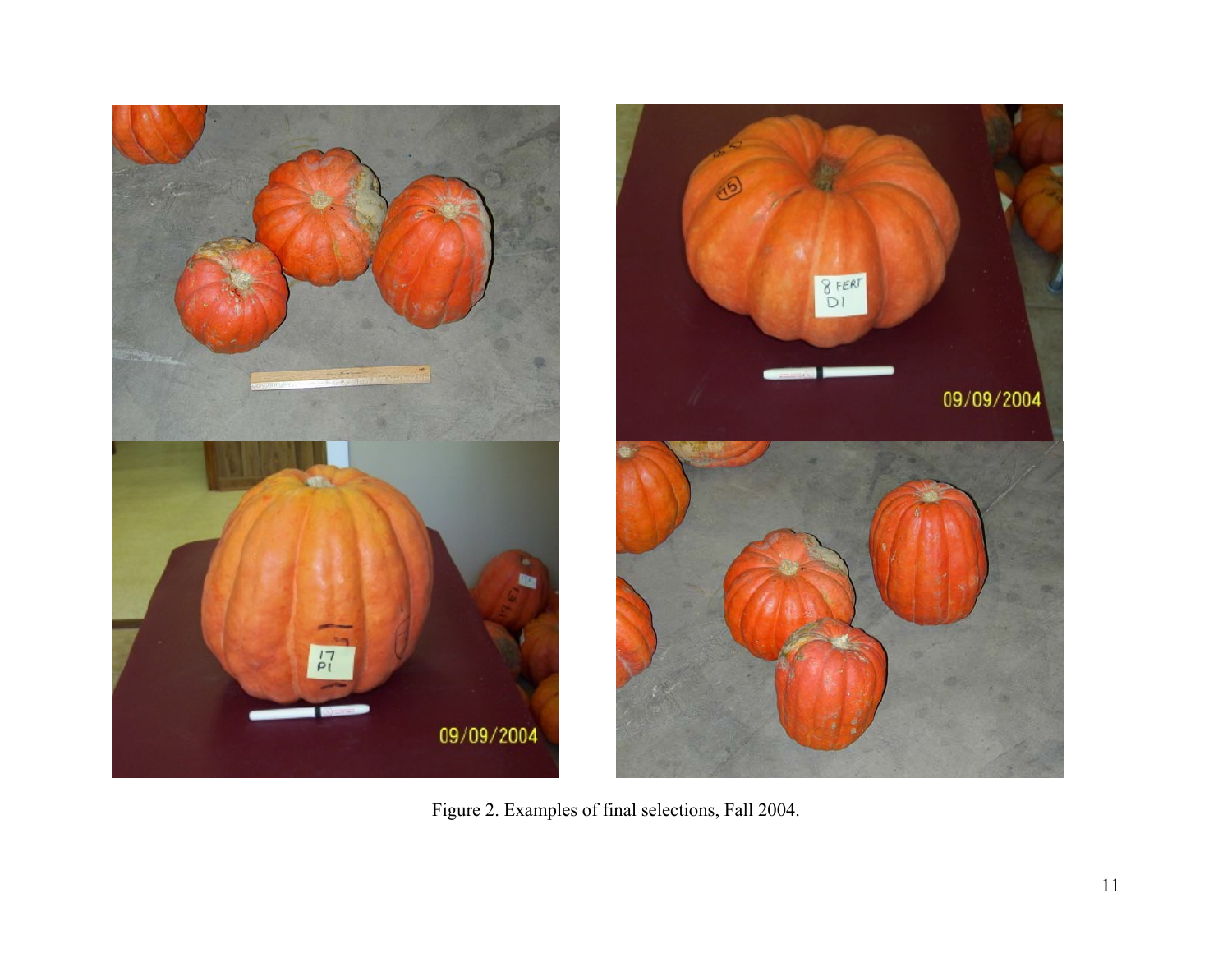Figure 2. Examples of final selections, Fall 2004.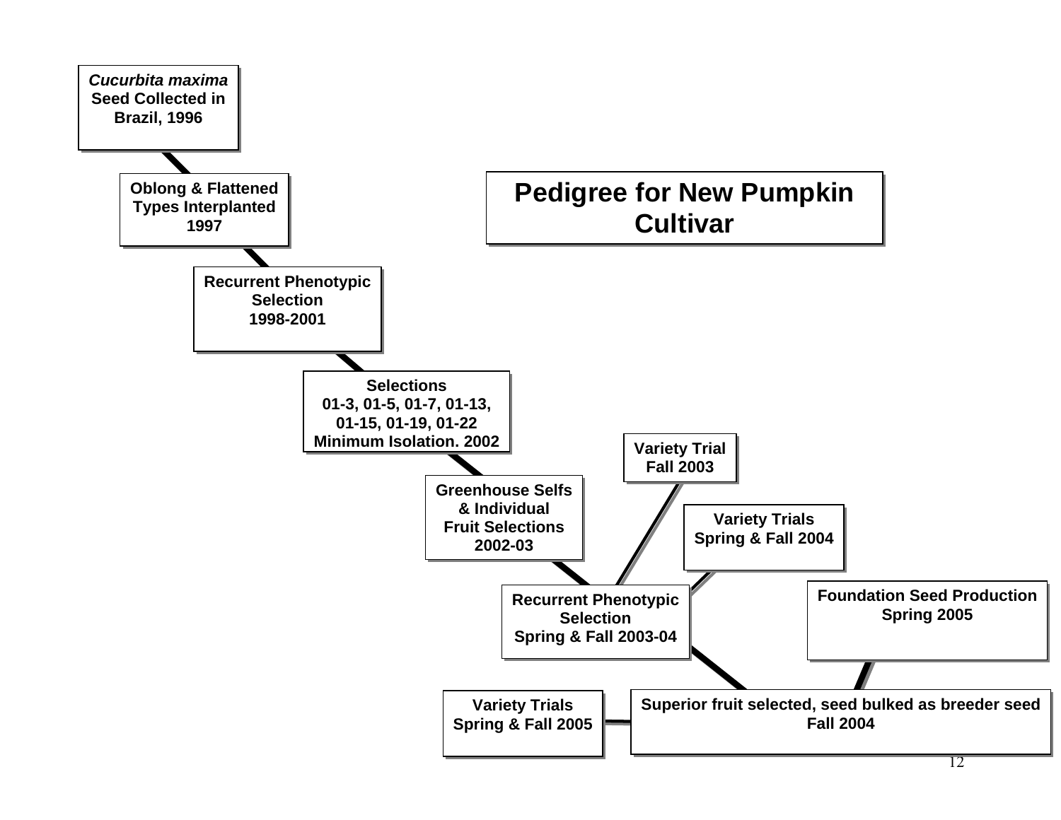# Pedigree for New Pumpkin Cultivar

*Cucurbita maxima* Seed Collected in Brazil, 1996

Oblong & Flattened Types Interplanted 1997

Recurrent Phenotypic Selection 1998-2001

Selections 01-3, 01-5, 01-7, 01-13, 01-15, 01-19, 01-22 Minimum Isolation. 2002

Greenhouse Selfs & Individual Fruit Selections 2002-03

Variety Trial Fall 2003

Variety Trials Spring & Fall 2004

Recurrent Phenotypic Selection Spring & Fall 2003-04

Foundation Seed Production Spring 2005

Superior fruit selected, seed bulked as breeder seed Fall 2004

Variety Trials Spring & Fall 2005